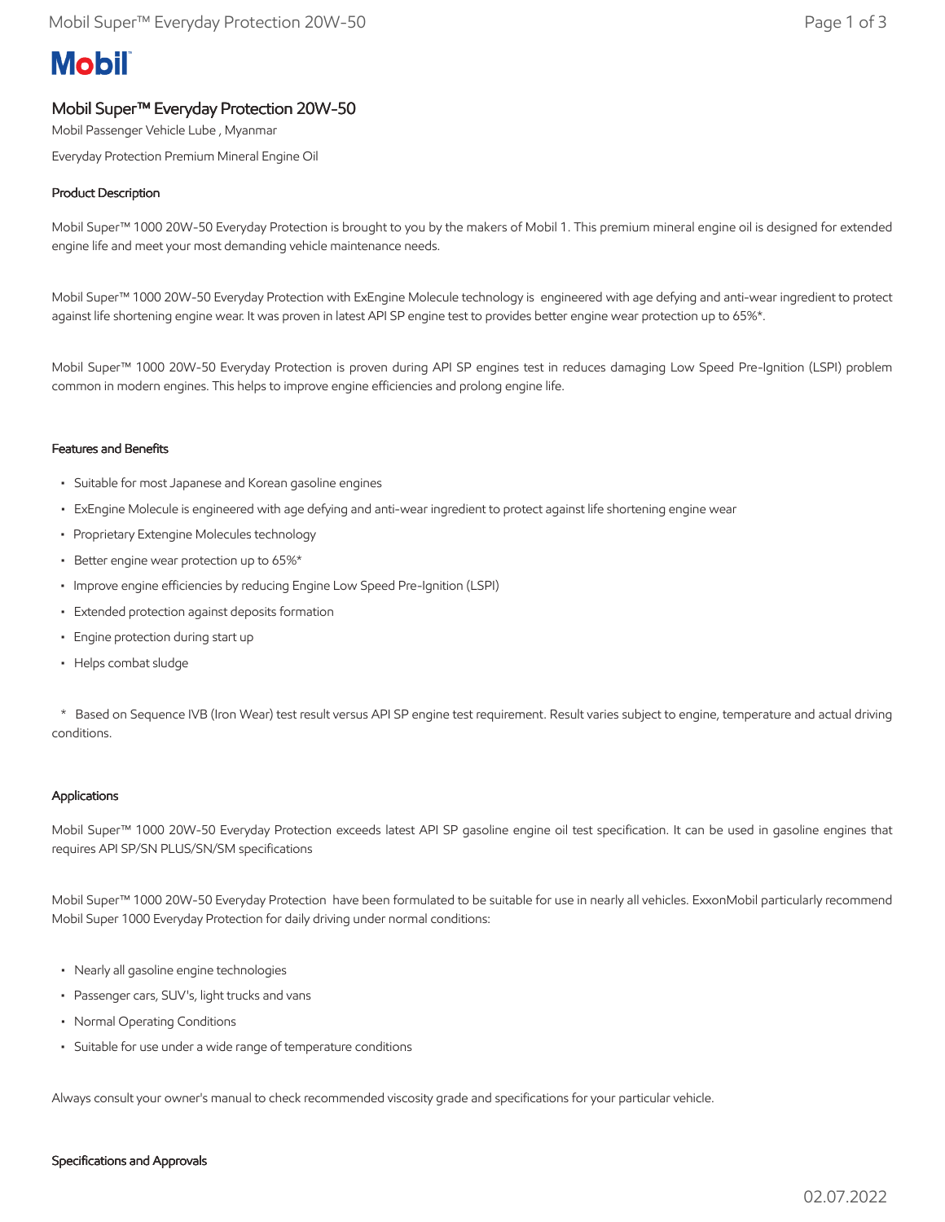# Mobil

## Mobil Super™ Everyday Protection 20W-50

Mobil Passenger Vehicle Lube , Myanmar

Everyday Protection Premium Mineral Engine Oil

### Product Description

Mobil Super™ 1000 20W-50 Everyday Protection is brought to you by the makers of Mobil 1. This premium mineral engine oil is designed for extended engine life and meet your most demanding vehicle maintenance needs.

Mobil Super™ 1000 20W-50 Everyday Protection with ExEngine Molecule technology is engineered with age defying and anti-wear ingredient to protect against life shortening engine wear. It was proven in latest API SP engine test to provides better engine wear protection up to 65%*.

Mobil Super™ 1000 20W-50 Everyday Protection is proven during API SP engines test in reduces damaging Low Speed Pre-Ignition (LSPI) problem common in modern engines. This helps to improve engine efficiencies and prolong engine life.

### Features and Benefits

- Suitable for most Japanese and Korean gasoline engines
- ExEngine Molecule is engineered with age defying and anti-wear ingredient to protect against life shortening engine wear
- Proprietary Extengine Molecules technology
- Better engine wear protection up to 65%*
- Improve engine efficiencies by reducing Engine Low Speed Pre-Ignition (LSPI)
- Extended protection against deposits formation
- Engine protection during start up
- Helps combat sludge

\* Based on Sequence IVB (Iron Wear) test result versus API SP engine test requirement. Result varies subject to engine, temperature and actual driving conditions.

### Applications

Mobil Super™ 1000 20W-50 Everyday Protection exceeds latest API SP gasoline engine oil test specification. It can be used in gasoline engines that requires API SP/SN PLUS/SN/SM specifications

Mobil Super™ 1000 20W-50 Everyday Protection have been formulated to be suitable for use in nearly all vehicles. ExxonMobil particularly recommend Mobil Super 1000 Everyday Protection for daily driving under normal conditions:

- Nearly all gasoline engine technologies
- Passenger cars, SUV's, light trucks and vans
- Normal Operating Conditions
- Suitable for use under a wide range of temperature conditions

Always consult your owner's manual to check recommended viscosity grade and specifications for your particular vehicle.

### Specifications and Approvals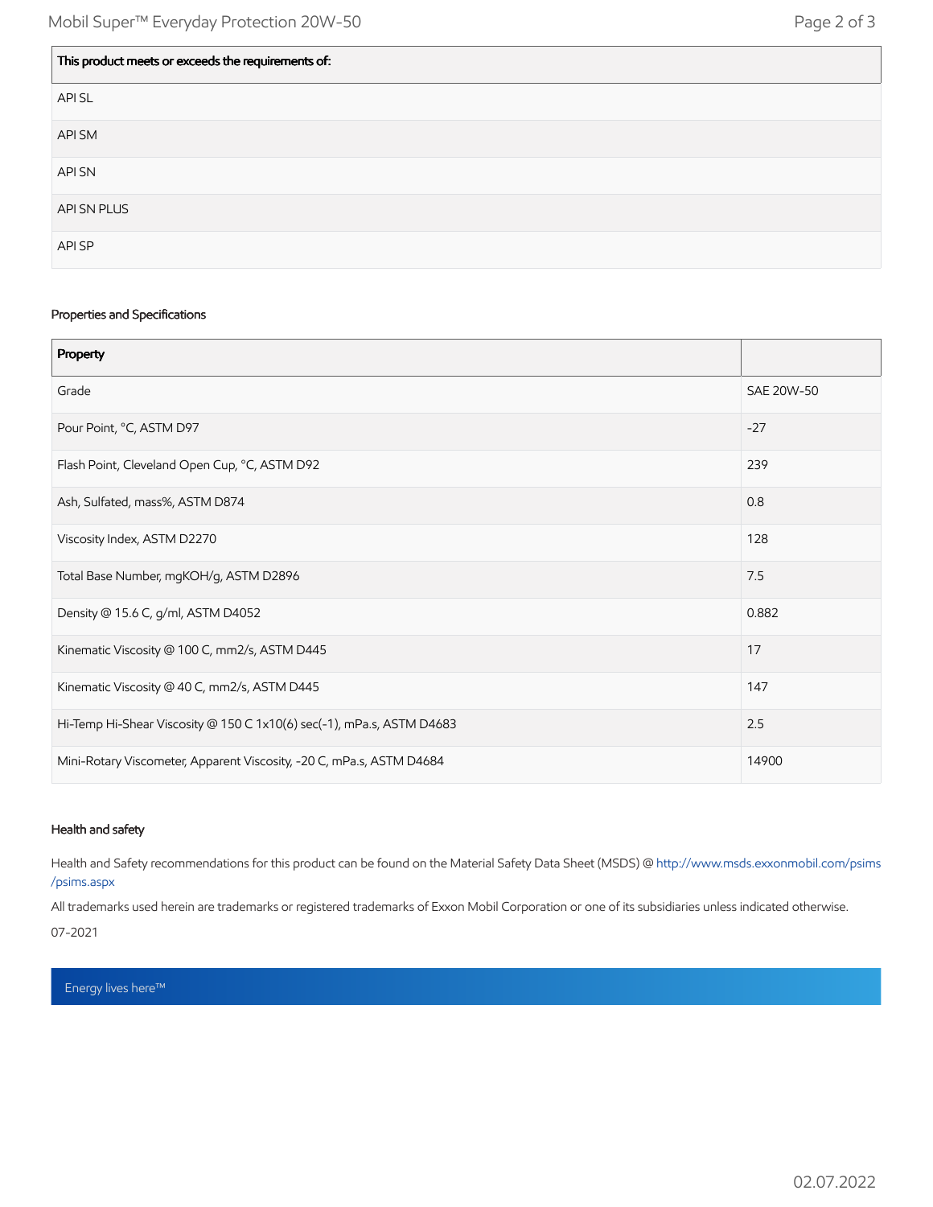| This product meets or exceeds the requirements of: |
| --- |
| API SL |
| API SM |
| API SN |
| API SN PLUS |
| API SP |

## Properties and Specifications

| Property | |
| --- | --- |
| Grade | SAE 20W-50 |
| Pour Point, °C, ASTM D97 | -27 |
| Flash Point, Cleveland Open Cup, °C, ASTM D92 | 239 |
| Ash, Sulfated, mass%, ASTM D874 | 0.8 |
| Viscosity Index, ASTM D2270 | 128 |
| Total Base Number, mgKOH/g, ASTM D2896 | 7.5 |
| Density @ 15.6 C, g/ml, ASTM D4052 | 0.882 |
| Kinematic Viscosity @ 100 C, mm2/s, ASTM D445 | 17 |
| Kinematic Viscosity @ 40 C, mm2/s, ASTM D445 | 147 |
| Hi-Temp Hi-Shear Viscosity @ 150 C 1x10(6) sec(-1), mPa.s, ASTM D4683 | 2.5 |
| Mini-Rotary Viscometer, Apparent Viscosity, -20 C, mPa.s, ASTM D4684 | 14900 |

## Health and safety

Health and Safety recommendations for this product can be found on the Material Safety Data Sheet (MSDS) @ http://www.msds.exxonmobil.com/psims/psims.aspx

All trademarks used herein are trademarks or registered trademarks of Exxon Mobil Corporation or one of its subsidiaries unless indicated otherwise.

07-2021

Energy lives here™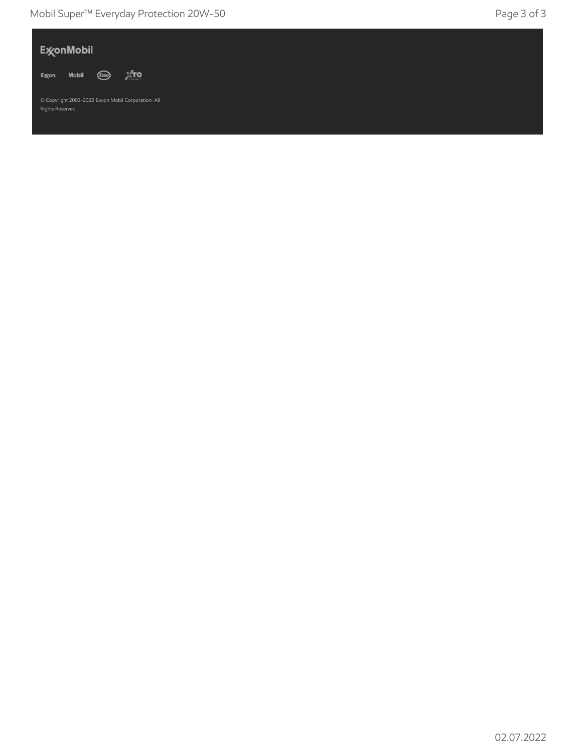ExxonMobil

Exxon Mobil Esso XTO

© Copyright 2003-2022 Exxon Mobil Corporation. All Rights Reserved